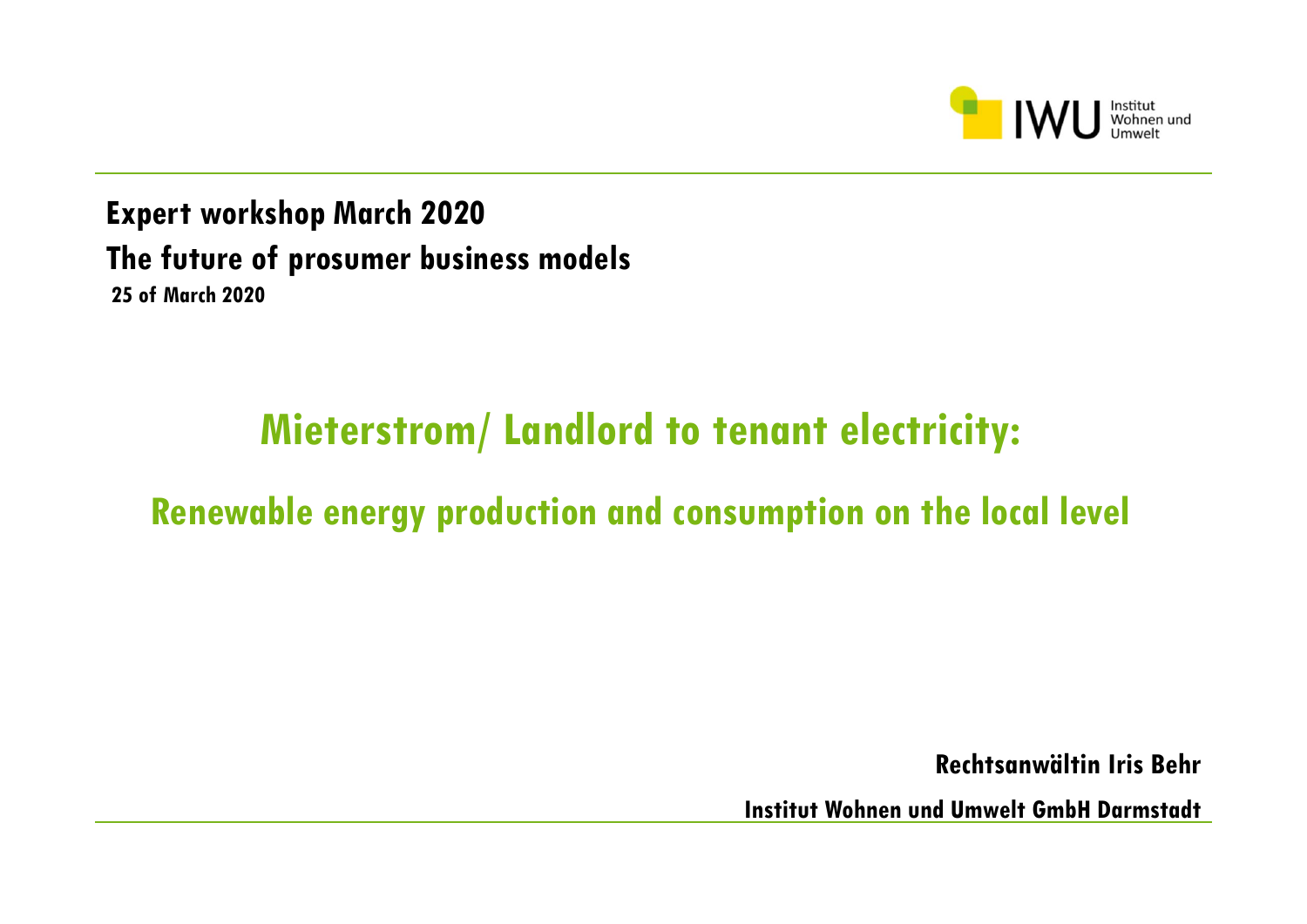**Expert workshop March 2020**

**The future of prosumer business models**

**25 of March 2020**

# Mieterstrom/ Landlord to tenant electricity:

## Renewable energy production and consumption on the local level

**Rechtsanwältin Iris Behr**

**Institut Wohnen und Umwelt GmbH Darmstadt**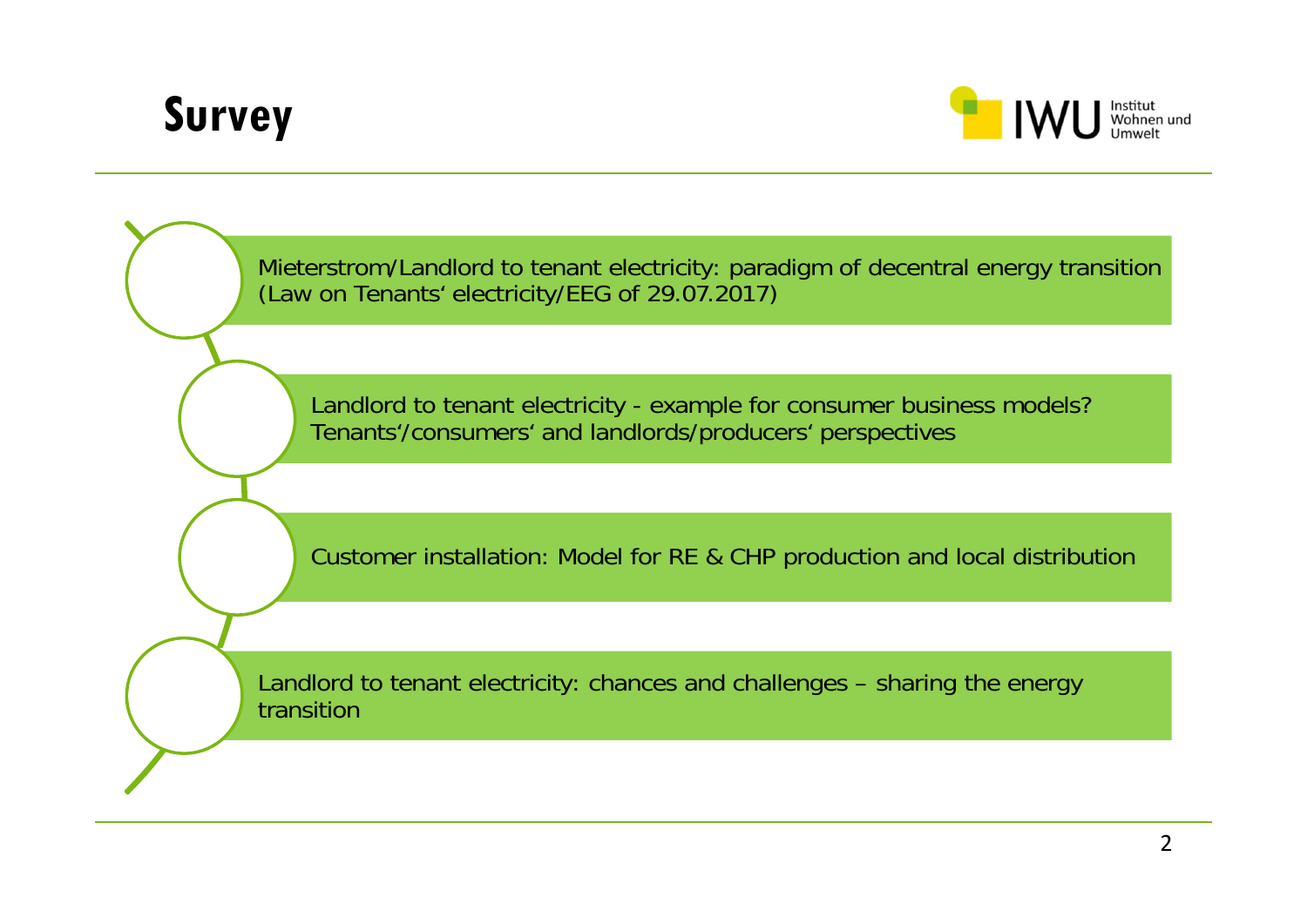# Survey

- Mieterstrom/Landlord to tenant electricity: paradigm of decentral energy transition (Law on Tenants' electricity/EEG of 29.07.2017)
- Landlord to tenant electricity - example for consumer business models? Tenants'/consumers' and landlords/producers' perspectives
- Customer installation: Model for RE & CHP production and local distribution
- Landlord to tenant electricity: chances and challenges – sharing the energy transition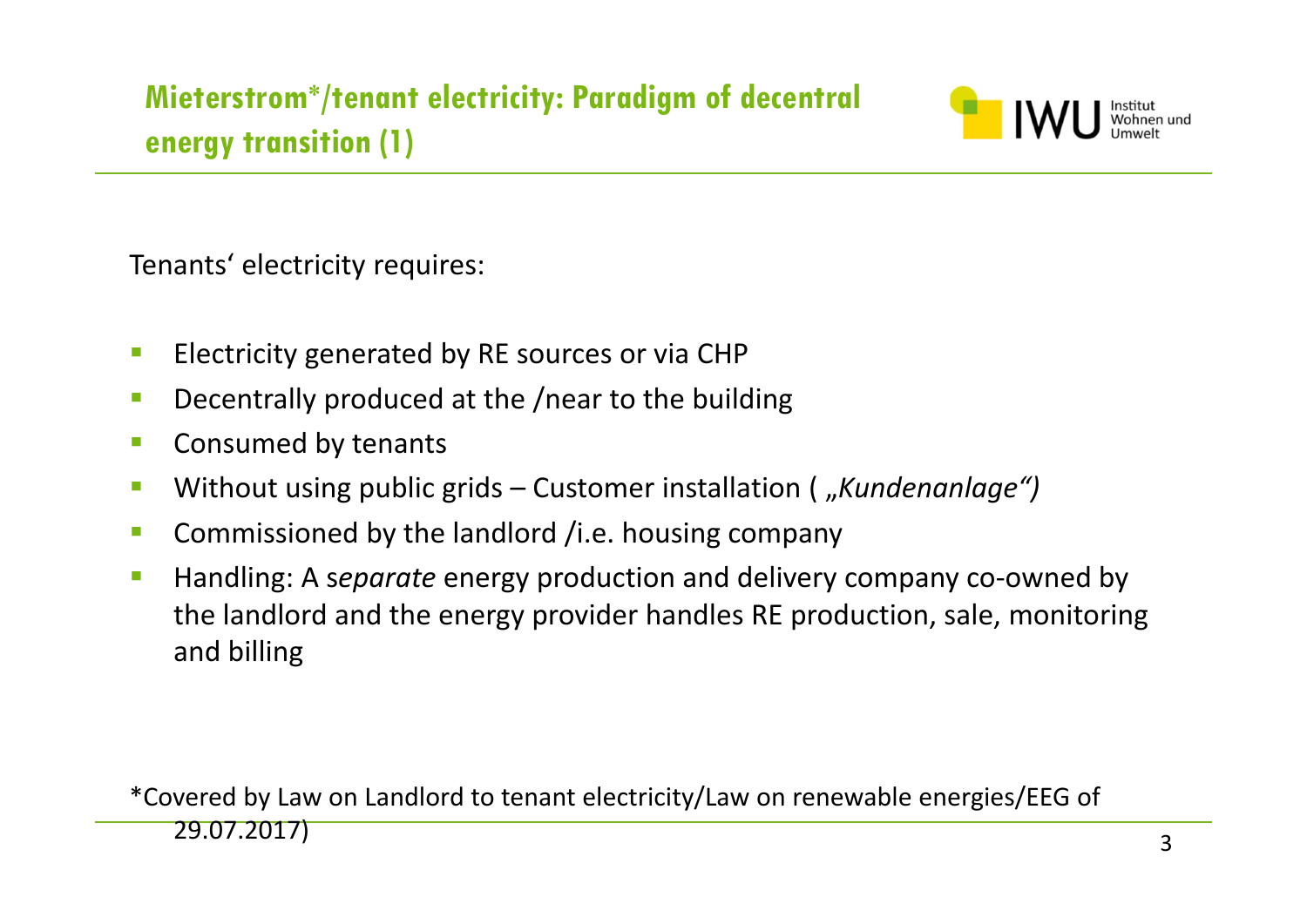# Mieterstrom*/tenant electricity: Paradigm of decentral energy transition (1)

Tenants' electricity requires:

- Electricity generated by RE sources or via CHP
- Decentrally produced at the /near to the building
- Consumed by tenants
- Without using public grids – Customer installation ( *„Kundenanlage"*)
- Commissioned by the landlord /i.e. housing company
- Handling: A s*eparate* energy production and delivery company co-owned by the landlord and the energy provider handles RE production, sale, monitoring and billing

*Covered by Law on Landlord to tenant electricity/Law on renewable energies/EEG of 29.07.2017)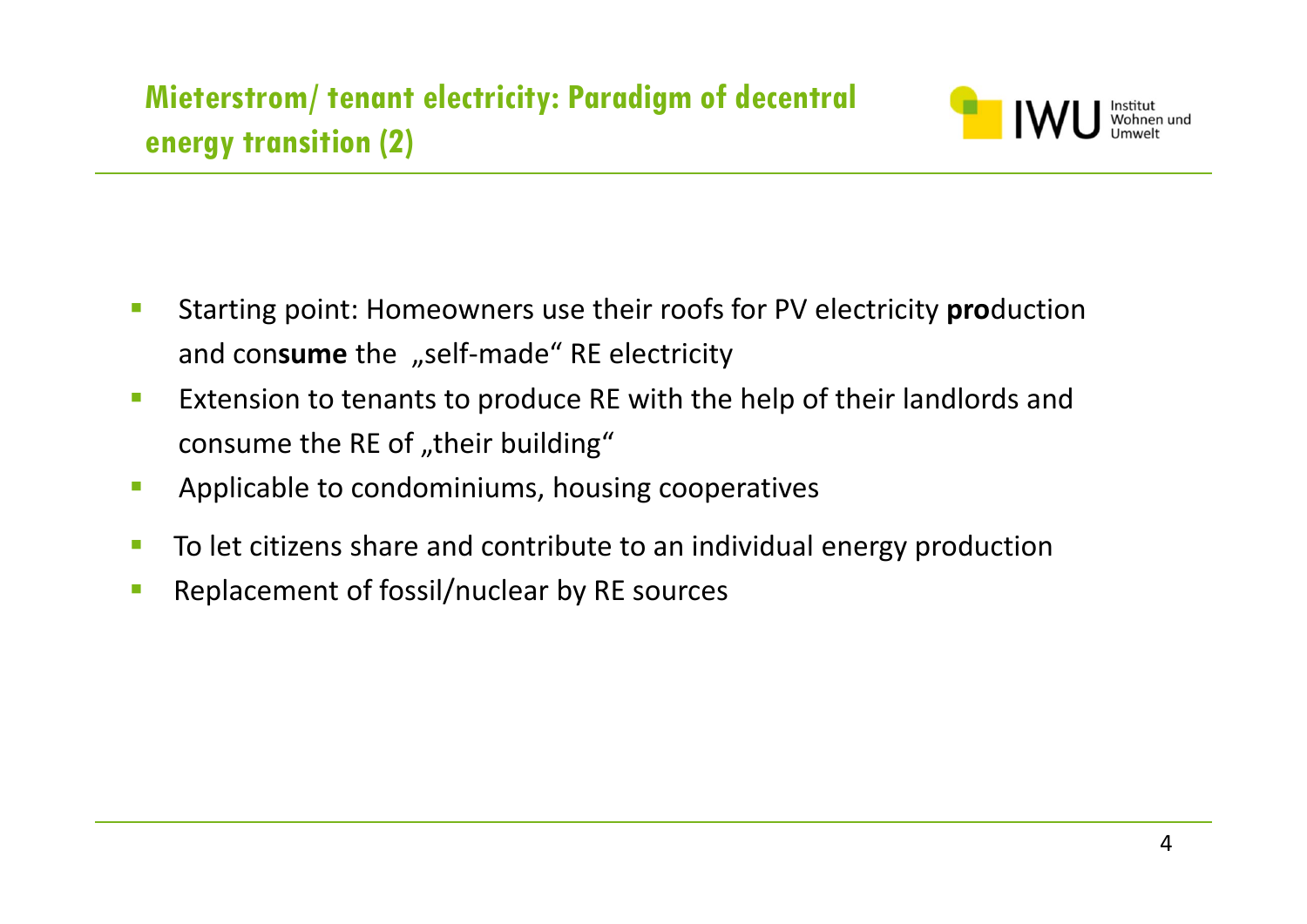## Mieterstrom/ tenant electricity: Paradigm of decentral energy transition (2)

- Starting point: Homeowners use their roofs for PV electricity **pro**duction and con**sume** the „self-made" RE electricity
- Extension to tenants to produce RE with the help of their landlords and consume the RE of „their building"
- Applicable to condominiums, housing cooperatives
- To let citizens share and contribute to an individual energy production
- Replacement of fossil/nuclear by RE sources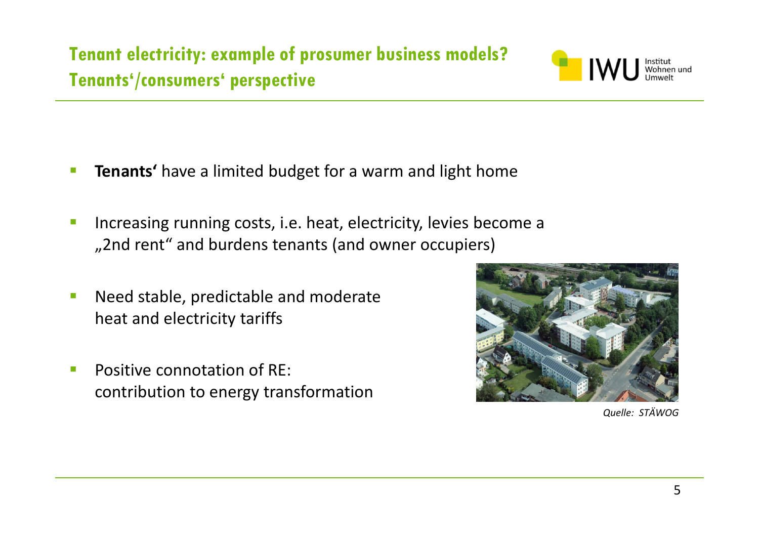# Tenant electricity: example of prosumer business models?
## Tenants'/consumers' perspective

- **Tenants'** have a limited budget for a warm and light home
- Increasing running costs, i.e. heat, electricity, levies become a „2nd rent" and burdens tenants (and owner occupiers)
- Need stable, predictable and moderate heat and electricity tariffs
- Positive connotation of RE: contribution to energy transformation

*Quelle: STÄWOG*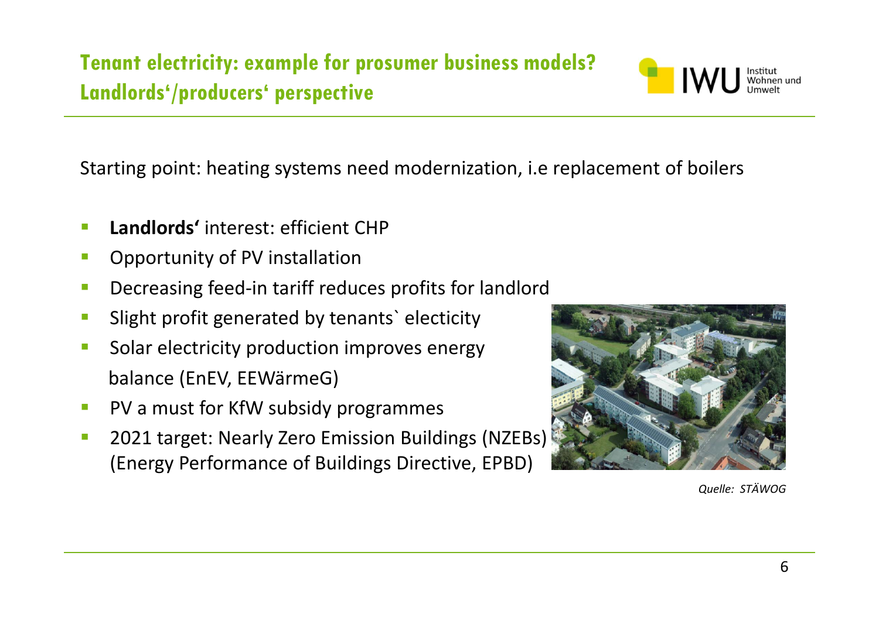# Tenant electricity: example for prosumer business models? Landlords'/producers' perspective

Starting point: heating systems need modernization, i.e replacement of boilers

- **Landlords'** interest: efficient CHP
- Opportunity of PV installation
- Decreasing feed-in tariff reduces profits for landlord
- Slight profit generated by tenants` electicity
- Solar electricity production improves energy balance (EnEV, EEWärmeG)
- PV a must for KfW subsidy programmes
- 2021 target: Nearly Zero Emission Buildings (NZEBs) (Energy Performance of Buildings Directive, EPBD)

*Quelle: STÄWOG*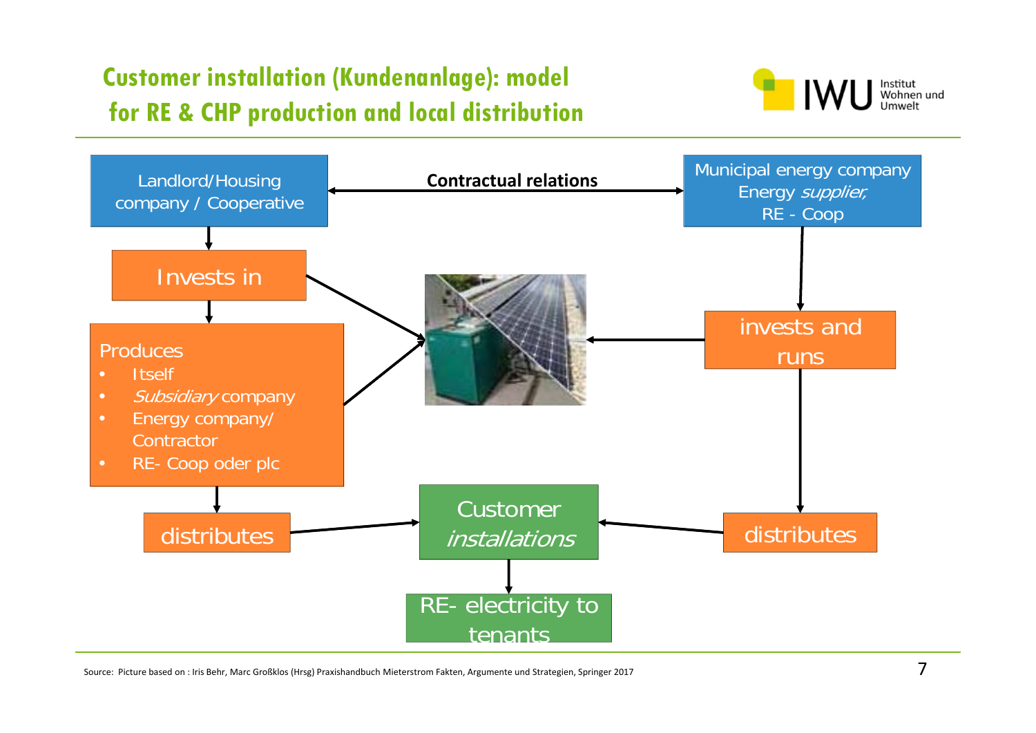# Customer installation (Kundenanlage): model for RE & CHP production and local distribution

Landlord/Housing company / Cooperative

**Contractual relations**

Municipal energy company
Energy *supplier,*
RE - Coop

Invests in

Produces

- Itself
- *Subsidiary* company
- Energy company/ Contractor
- RE- Coop oder plc

invests and runs

distributes

Customer *installations*

distributes

RE- electricity to tenants

Source: Picture based on : Iris Behr, Marc Großklos (Hrsg) Praxishandbuch Mieterstrom Fakten, Argumente und Strategien, Springer 2017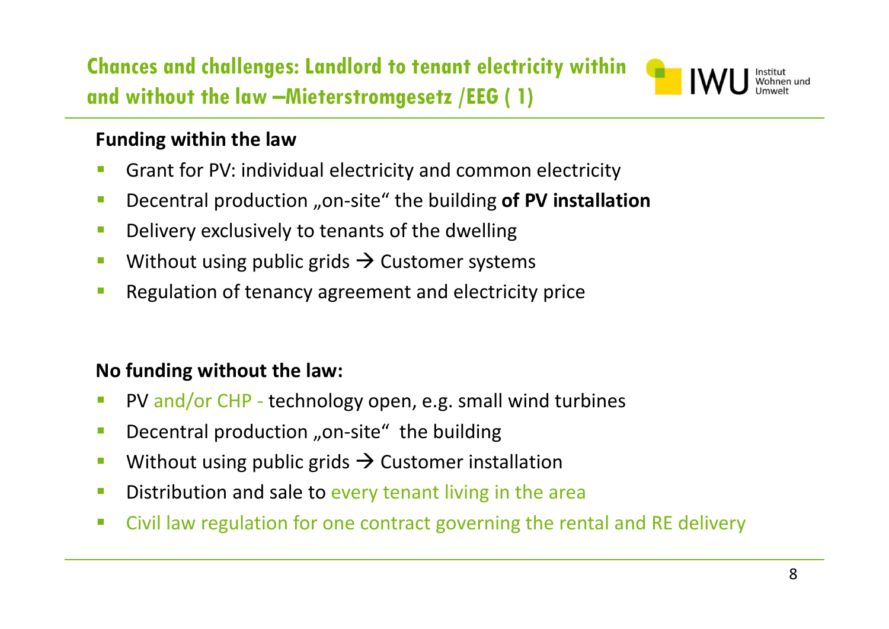# Chances and challenges: Landlord to tenant electricity within and without the law –Mieterstromgesetz /EEG ( 1)

**Funding within the law**

- Grant for PV: individual electricity and common electricity
- Decentral production „on-site“ the building **of PV installation**
- Delivery exclusively to tenants of the dwelling
- Without using public grids → Customer systems
- Regulation of tenancy agreement and electricity price

**No funding without the law:**

- PV and/or CHP - technology open, e.g. small wind turbines
- Decentral production „on-site“ the building
- Without using public grids → Customer installation
- Distribution and sale to every tenant living in the area
- Civil law regulation for one contract governing the rental and RE delivery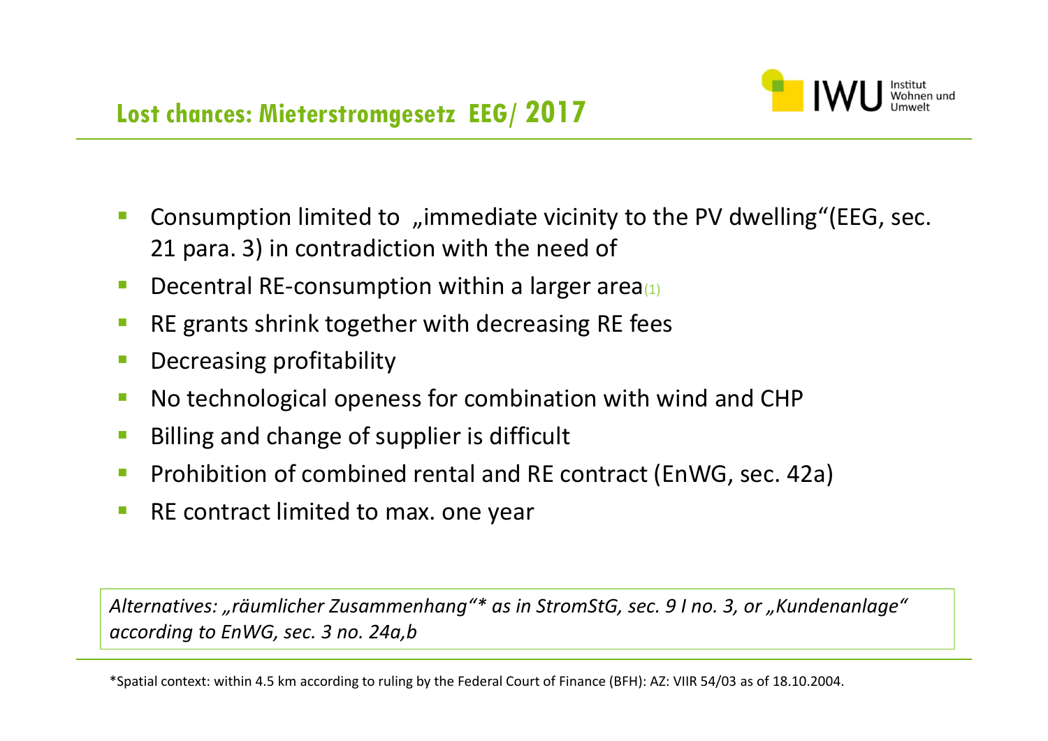## Lost chances: Mieterstromgesetz EEG/ 2017

- Consumption limited to „immediate vicinity to the PV dwelling“(EEG, sec. 21 para. 3) in contradiction with the need of
- Decentral RE-consumption within a larger area(1)
- RE grants shrink together with decreasing RE fees
- Decreasing profitability
- No technological openess for combination with wind and CHP
- Billing and change of supplier is difficult
- Prohibition of combined rental and RE contract (EnWG, sec. 42a)
- RE contract limited to max. one year

*Alternatives: „räumlicher Zusammenhang“* as in StromStG, sec. 9 I no. 3, or „Kundenanlage“ according to EnWG, sec. 3 no. 24a,b*

*Spatial context: within 4.5 km according to ruling by the Federal Court of Finance (BFH): AZ: VIIR 54/03 as of 18.10.2004.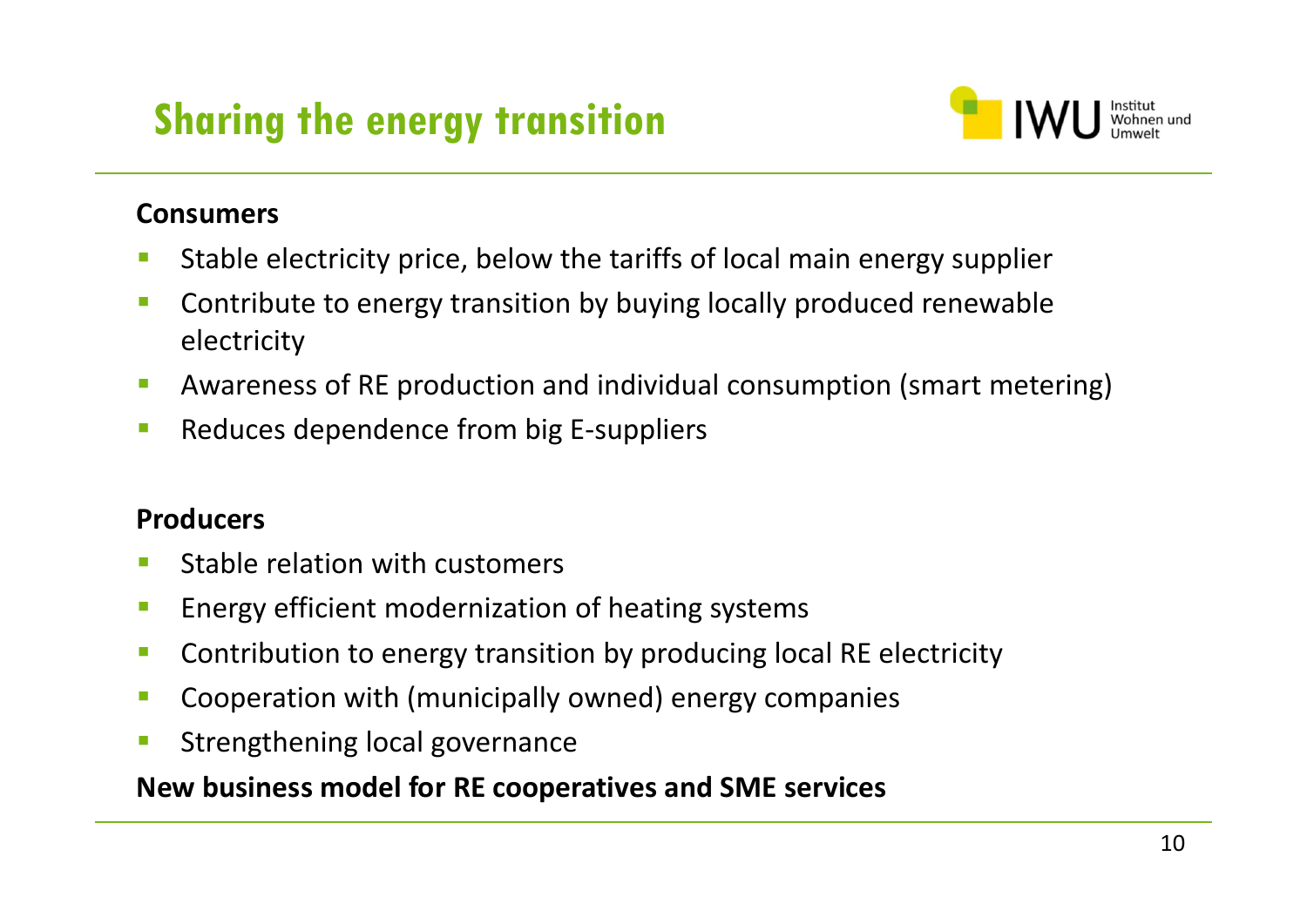# Sharing the energy transition

**Consumers**

- Stable electricity price, below the tariffs of local main energy supplier
- Contribute to energy transition by buying locally produced renewable electricity
- Awareness of RE production and individual consumption (smart metering)
- Reduces dependence from big E-suppliers

**Producers**

- Stable relation with customers
- Energy efficient modernization of heating systems
- Contribution to energy transition by producing local RE electricity
- Cooperation with (municipally owned) energy companies
- Strengthening local governance

**New business model for RE cooperatives and SME services**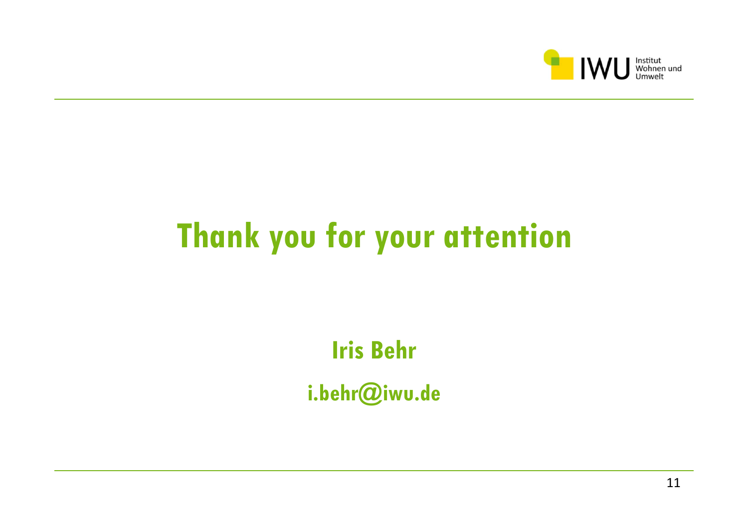# Thank you for your attention

**Iris Behr**

**i.behr@iwu.de**